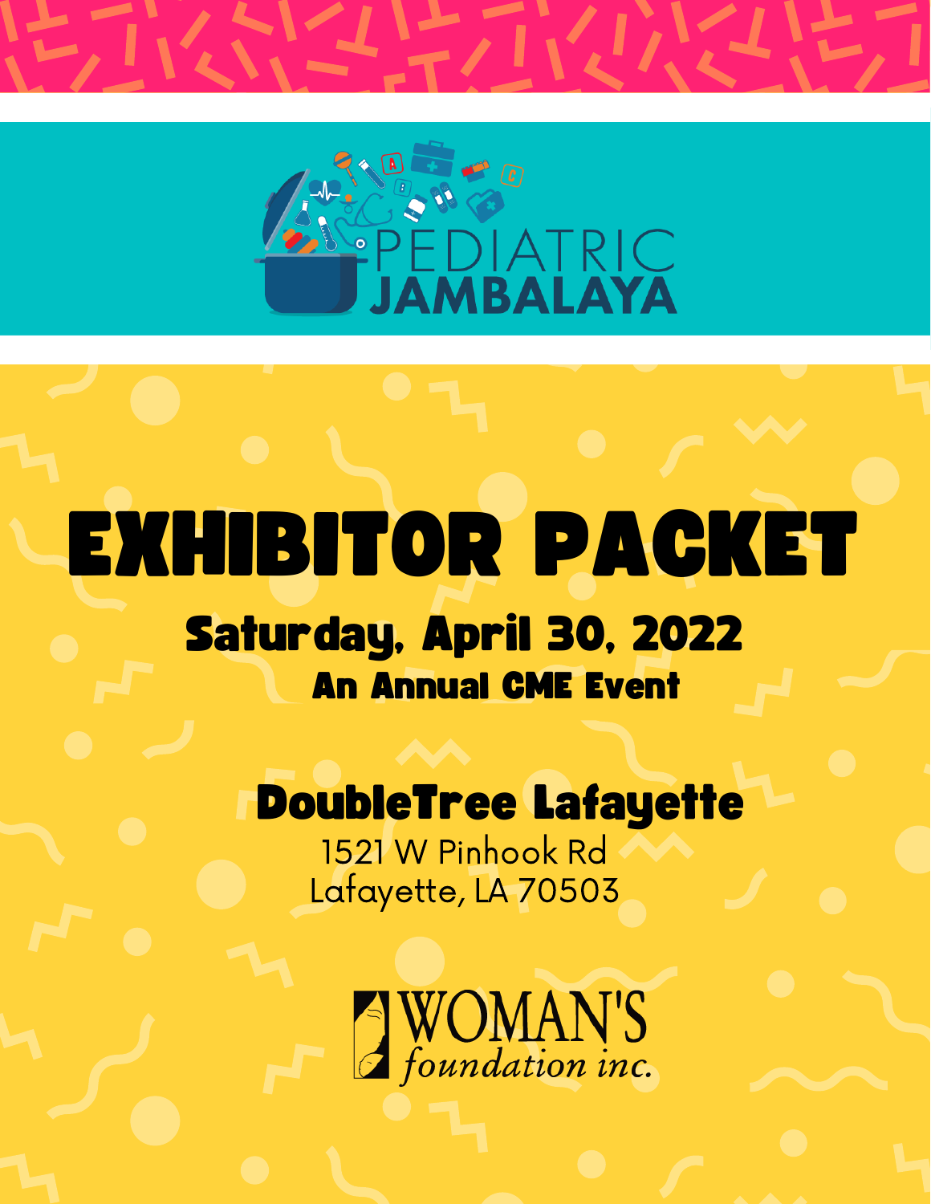PEDIATRIC JAMBALAYA

# EXHIBITOR PACKET

## Saturday, April 30, 2022

### An Annual CME Event

## DoubleTree Lafayette

1521 W Pinhook Rd
Lafayette, LA 70503

WOMAN'S *foundation inc.*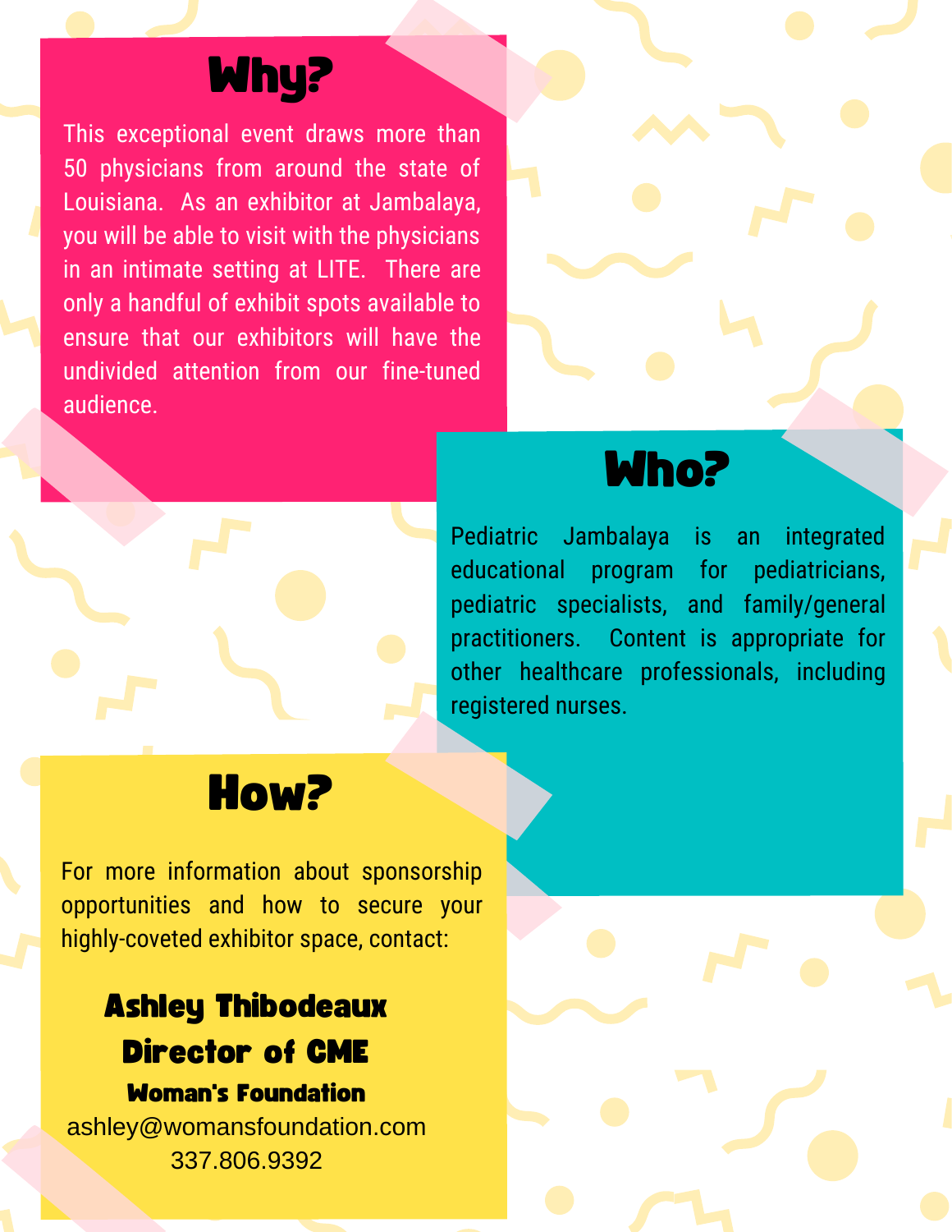## Why?

This exceptional event draws more than 50 physicians from around the state of Louisiana. As an exhibitor at Jambalaya, you will be able to visit with the physicians in an intimate setting at LITE. There are only a handful of exhibit spots available to ensure that our exhibitors will have the undivided attention from our fine-tuned audience.

## Who?

Pediatric Jambalaya is an integrated educational program for pediatricians, pediatric specialists, and family/general practitioners. Content is appropriate for other healthcare professionals, including registered nurses.

## How?

For more information about sponsorship opportunities and how to secure your highly-coveted exhibitor space, contact:

**Ashley Thibodeaux**
**Director of CME**
**Woman's Foundation**
ashley@womansfoundation.com
337.806.9392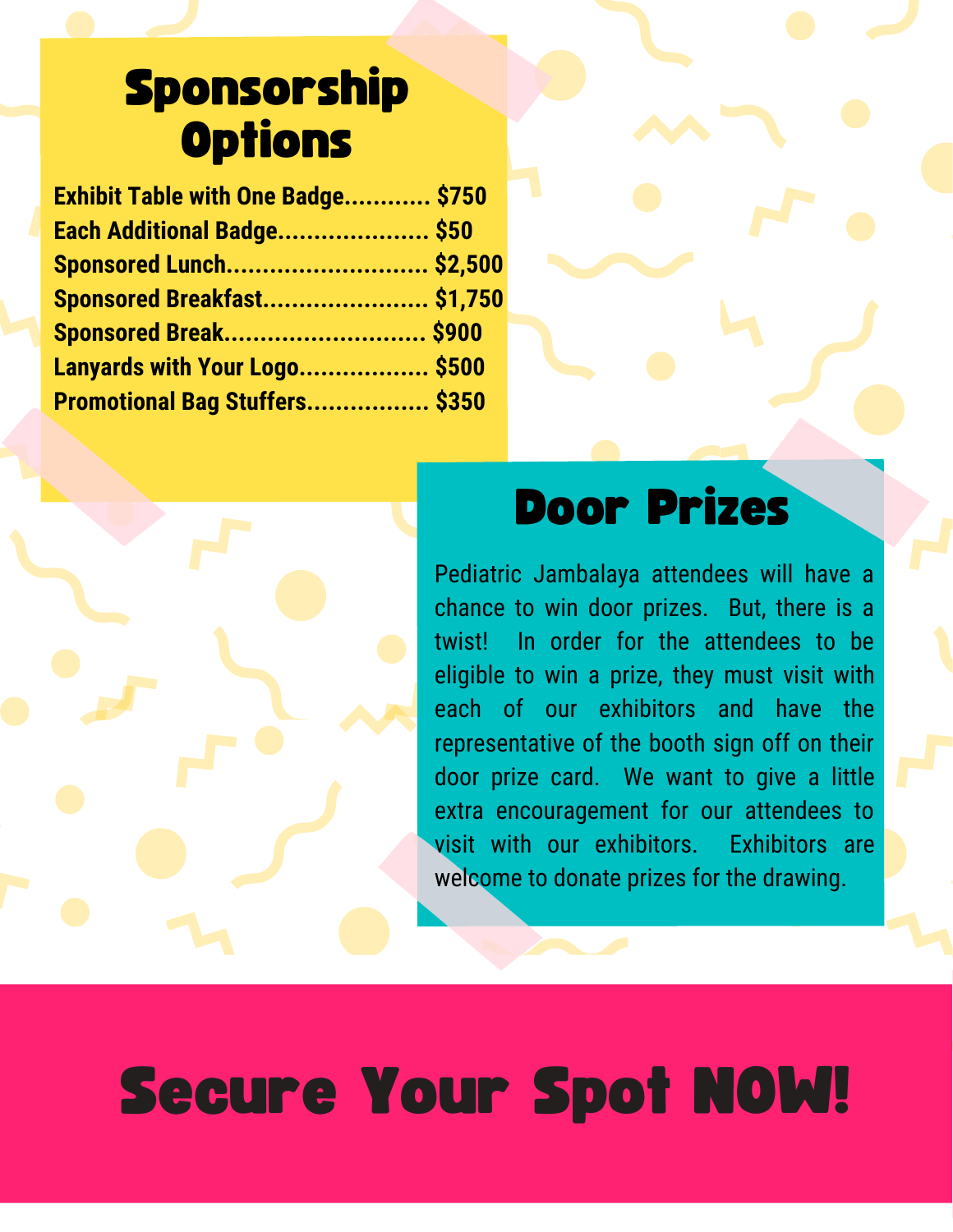## Sponsorship Options

**Exhibit Table with One Badge............ $750**
**Each Additional Badge..................... $50**
**Sponsored Lunch........................... $2,500**
**Sponsored Breakfast...................... $1,750**
**Sponsored Break........................... $900**
**Lanyards with Your Logo................. $500**
**Promotional Bag Stuffers................ $350**

## Door Prizes

Pediatric Jambalaya attendees will have a chance to win door prizes. But, there is a twist! In order for the attendees to be eligible to win a prize, they must visit with each of our exhibitors and have the representative of the booth sign off on their door prize card. We want to give a little extra encouragement for our attendees to visit with our exhibitors. Exhibitors are welcome to donate prizes for the drawing.

# Secure Your Spot NOW!